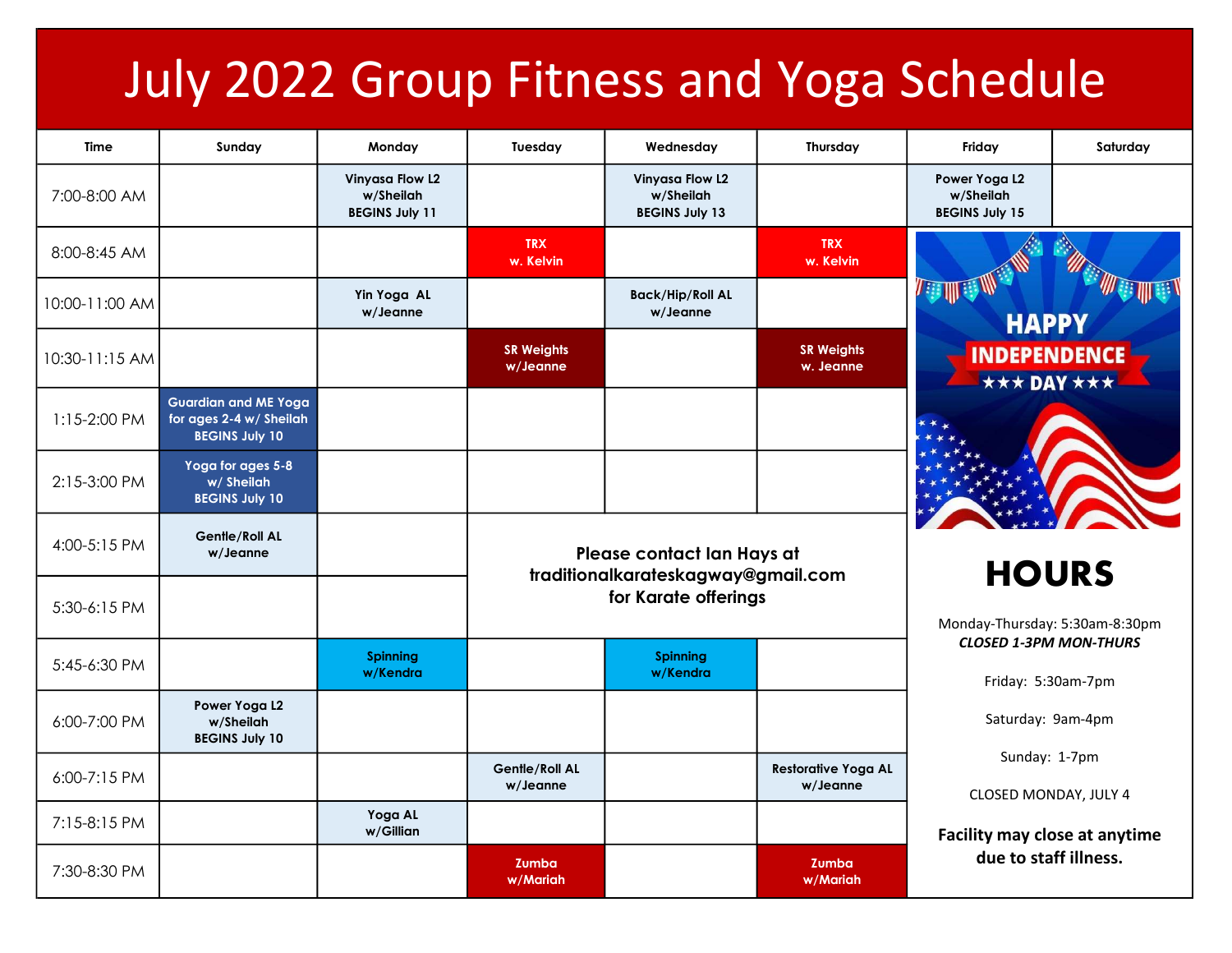# July 2022 Group Fitness and Yoga Schedule

| Time | Sunday | Monday | Tuesday | Wednesday | Thursday | Friday | Saturday |
|---|---|---|---|---|---|---|---|
| 7:00-8:00 AM | | Vinyasa Flow L2 w/Sheilah BEGINS July 11 | | Vinyasa Flow L2 w/Sheilah BEGINS July 13 | | Power Yoga L2 w/Sheilah BEGINS July 15 | |
| 8:00-8:45 AM | | | TRX w. Kelvin | | TRX w. Kelvin | | |
| 10:00-11:00 AM | | Yin Yoga AL w/Jeanne | | Back/Hip/Roll AL w/Jeanne | | | |
| 10:30-11:15 AM | | | SR Weights w/Jeanne | | SR Weights w. Jeanne | | |
| 1:15-2:00 PM | Guardian and ME Yoga for ages 2-4 w/ Sheilah BEGINS July 10 | | | | | | |
| 2:15-3:00 PM | Yoga for ages 5-8 w/ Sheilah BEGINS July 10 | | | | | | |
| 4:00-5:15 PM | Gentle/Roll AL w/Jeanne | | Please contact Ian Hays at traditionalkarateskagway@gmail.com for Karate offerings | | | | |
| 5:30-6:15 PM | | | | | | | |
| 5:45-6:30 PM | | Spinning w/Kendra | | Spinning w/Kendra | | | |
| 6:00-7:00 PM | Power Yoga L2 w/Sheilah BEGINS July 10 | | | | | | |
| 6:00-7:15 PM | | | Gentle/Roll AL w/Jeanne | | Restorative Yoga AL w/Jeanne | | |
| 7:15-8:15 PM | | Yoga AL w/Gillian | | | | | |
| 7:30-8:30 PM | | | Zumba w/Mariah | | Zumba w/Mariah | | |

HAPPY INDEPENDENCE ★★★ DAY ★★★

## HOURS

Monday-Thursday: 5:30am-8:30pm
***CLOSED 1-3PM MON-THURS***

Friday: 5:30am-7pm

Saturday: 9am-4pm

Sunday: 1-7pm

CLOSED MONDAY, JULY 4

**Facility may close at anytime due to staff illness.**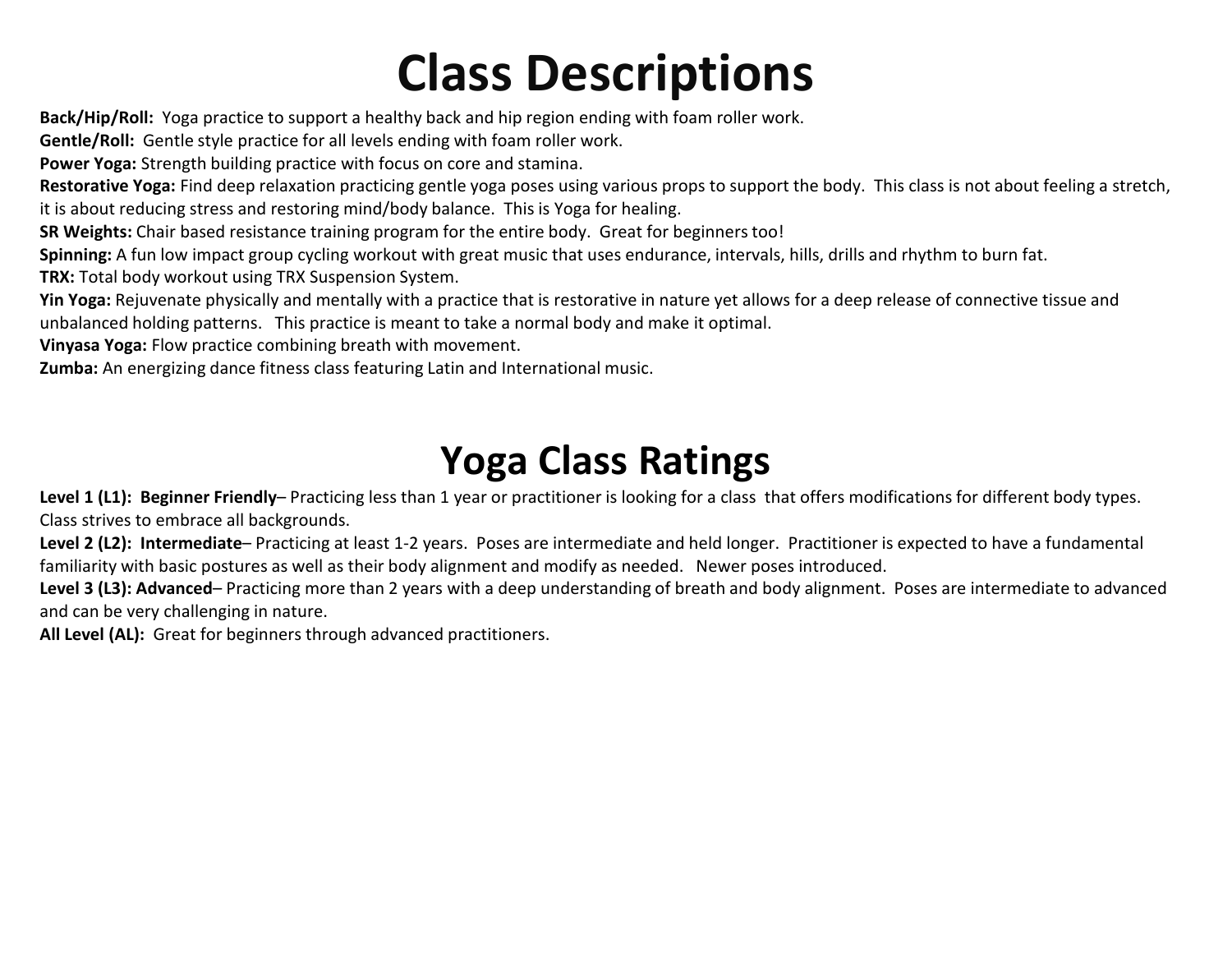# Class Descriptions

**Back/Hip/Roll:** Yoga practice to support a healthy back and hip region ending with foam roller work.
**Gentle/Roll:** Gentle style practice for all levels ending with foam roller work.
**Power Yoga:** Strength building practice with focus on core and stamina.
**Restorative Yoga:** Find deep relaxation practicing gentle yoga poses using various props to support the body. This class is not about feeling a stretch, it is about reducing stress and restoring mind/body balance. This is Yoga for healing.
**SR Weights:** Chair based resistance training program for the entire body. Great for beginners too!
**Spinning:** A fun low impact group cycling workout with great music that uses endurance, intervals, hills, drills and rhythm to burn fat.
**TRX:** Total body workout using TRX Suspension System.
**Yin Yoga:** Rejuvenate physically and mentally with a practice that is restorative in nature yet allows for a deep release of connective tissue and unbalanced holding patterns. This practice is meant to take a normal body and make it optimal.
**Vinyasa Yoga:** Flow practice combining breath with movement.
**Zumba:** An energizing dance fitness class featuring Latin and International music.

# Yoga Class Ratings

**Level 1 (L1): Beginner Friendly**– Practicing less than 1 year or practitioner is looking for a class that offers modifications for different body types. Class strives to embrace all backgrounds.
**Level 2 (L2): Intermediate**– Practicing at least 1-2 years. Poses are intermediate and held longer. Practitioner is expected to have a fundamental familiarity with basic postures as well as their body alignment and modify as needed. Newer poses introduced.
**Level 3 (L3): Advanced**– Practicing more than 2 years with a deep understanding of breath and body alignment. Poses are intermediate to advanced and can be very challenging in nature.
**All Level (AL):** Great for beginners through advanced practitioners.